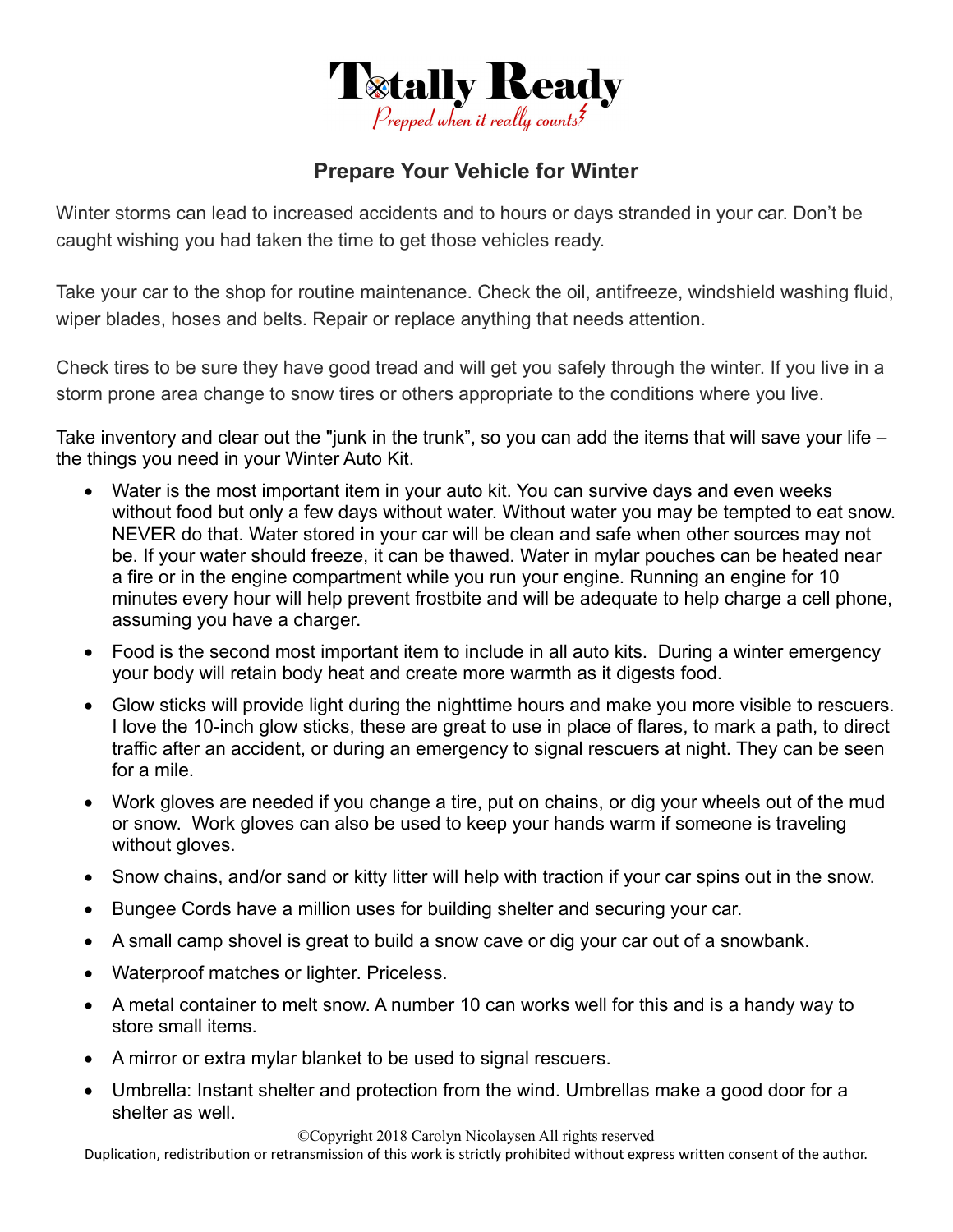# Totally Ready

*Prepped when it really counts*

## Prepare Your Vehicle for Winter

Winter storms can lead to increased accidents and to hours or days stranded in your car. Don't be caught wishing you had taken the time to get those vehicles ready.

Take your car to the shop for routine maintenance. Check the oil, antifreeze, windshield washing fluid, wiper blades, hoses and belts. Repair or replace anything that needs attention.

Check tires to be sure they have good tread and will get you safely through the winter. If you live in a storm prone area change to snow tires or others appropriate to the conditions where you live.

Take inventory and clear out the "junk in the trunk", so you can add the items that will save your life – the things you need in your Winter Auto Kit.

- Water is the most important item in your auto kit. You can survive days and even weeks without food but only a few days without water. Without water you may be tempted to eat snow. NEVER do that. Water stored in your car will be clean and safe when other sources may not be. If your water should freeze, it can be thawed. Water in mylar pouches can be heated near a fire or in the engine compartment while you run your engine. Running an engine for 10 minutes every hour will help prevent frostbite and will be adequate to help charge a cell phone, assuming you have a charger.
- Food is the second most important item to include in all auto kits. During a winter emergency your body will retain body heat and create more warmth as it digests food.
- Glow sticks will provide light during the nighttime hours and make you more visible to rescuers. I love the 10-inch glow sticks, these are great to use in place of flares, to mark a path, to direct traffic after an accident, or during an emergency to signal rescuers at night. They can be seen for a mile.
- Work gloves are needed if you change a tire, put on chains, or dig your wheels out of the mud or snow. Work gloves can also be used to keep your hands warm if someone is traveling without gloves.
- Snow chains, and/or sand or kitty litter will help with traction if your car spins out in the snow.
- Bungee Cords have a million uses for building shelter and securing your car.
- A small camp shovel is great to build a snow cave or dig your car out of a snowbank.
- Waterproof matches or lighter. Priceless.
- A metal container to melt snow. A number 10 can works well for this and is a handy way to store small items.
- A mirror or extra mylar blanket to be used to signal rescuers.
- Umbrella: Instant shelter and protection from the wind. Umbrellas make a good door for a shelter as well.

©Copyright 2018 Carolyn Nicolaysen All rights reserved
Duplication, redistribution or retransmission of this work is strictly prohibited without express written consent of the author.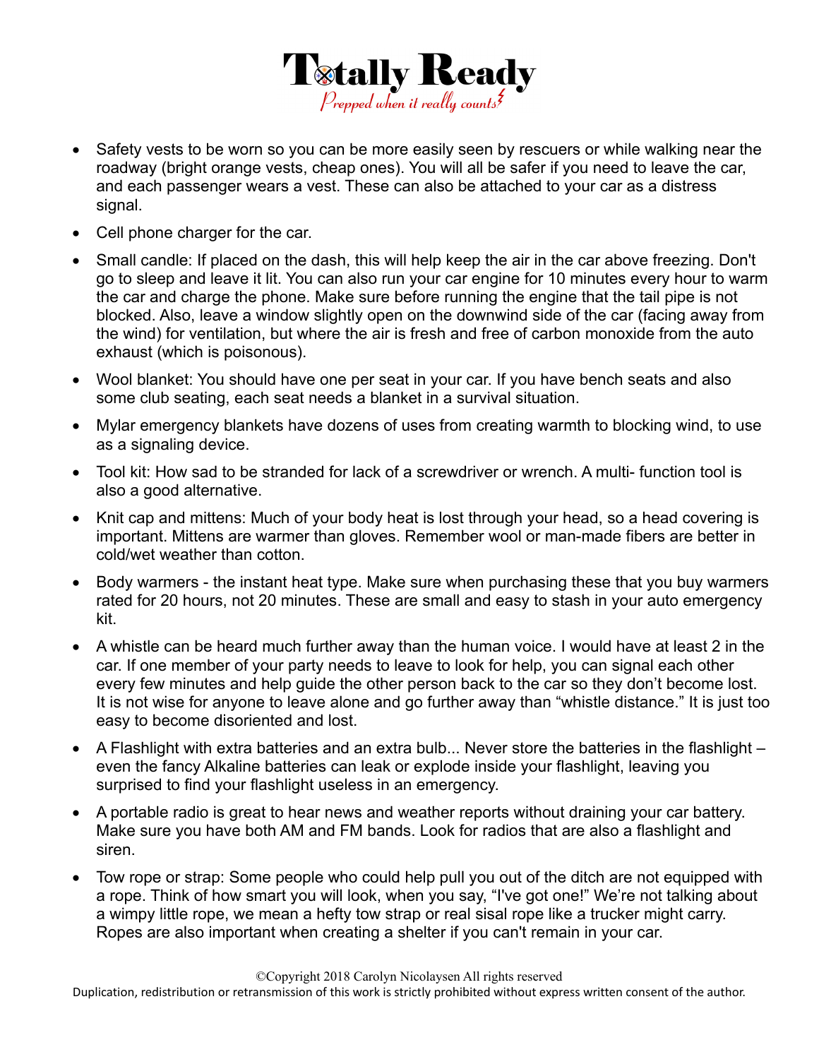- Safety vests to be worn so you can be more easily seen by rescuers or while walking near the roadway (bright orange vests, cheap ones). You will all be safer if you need to leave the car, and each passenger wears a vest. These can also be attached to your car as a distress signal.
- Cell phone charger for the car.
- Small candle: If placed on the dash, this will help keep the air in the car above freezing. Don't go to sleep and leave it lit. You can also run your car engine for 10 minutes every hour to warm the car and charge the phone. Make sure before running the engine that the tail pipe is not blocked. Also, leave a window slightly open on the downwind side of the car (facing away from the wind) for ventilation, but where the air is fresh and free of carbon monoxide from the auto exhaust (which is poisonous).
- Wool blanket: You should have one per seat in your car. If you have bench seats and also some club seating, each seat needs a blanket in a survival situation.
- Mylar emergency blankets have dozens of uses from creating warmth to blocking wind, to use as a signaling device.
- Tool kit: How sad to be stranded for lack of a screwdriver or wrench. A multi- function tool is also a good alternative.
- Knit cap and mittens: Much of your body heat is lost through your head, so a head covering is important. Mittens are warmer than gloves. Remember wool or man-made fibers are better in cold/wet weather than cotton.
- Body warmers - the instant heat type. Make sure when purchasing these that you buy warmers rated for 20 hours, not 20 minutes. These are small and easy to stash in your auto emergency kit.
- A whistle can be heard much further away than the human voice. I would have at least 2 in the car. If one member of your party needs to leave to look for help, you can signal each other every few minutes and help guide the other person back to the car so they don't become lost. It is not wise for anyone to leave alone and go further away than "whistle distance." It is just too easy to become disoriented and lost.
- A Flashlight with extra batteries and an extra bulb... Never store the batteries in the flashlight – even the fancy Alkaline batteries can leak or explode inside your flashlight, leaving you surprised to find your flashlight useless in an emergency.
- A portable radio is great to hear news and weather reports without draining your car battery. Make sure you have both AM and FM bands. Look for radios that are also a flashlight and siren.
- Tow rope or strap: Some people who could help pull you out of the ditch are not equipped with a rope. Think of how smart you will look, when you say, "I've got one!" We're not talking about a wimpy little rope, we mean a hefty tow strap or real sisal rope like a trucker might carry. Ropes are also important when creating a shelter if you can't remain in your car.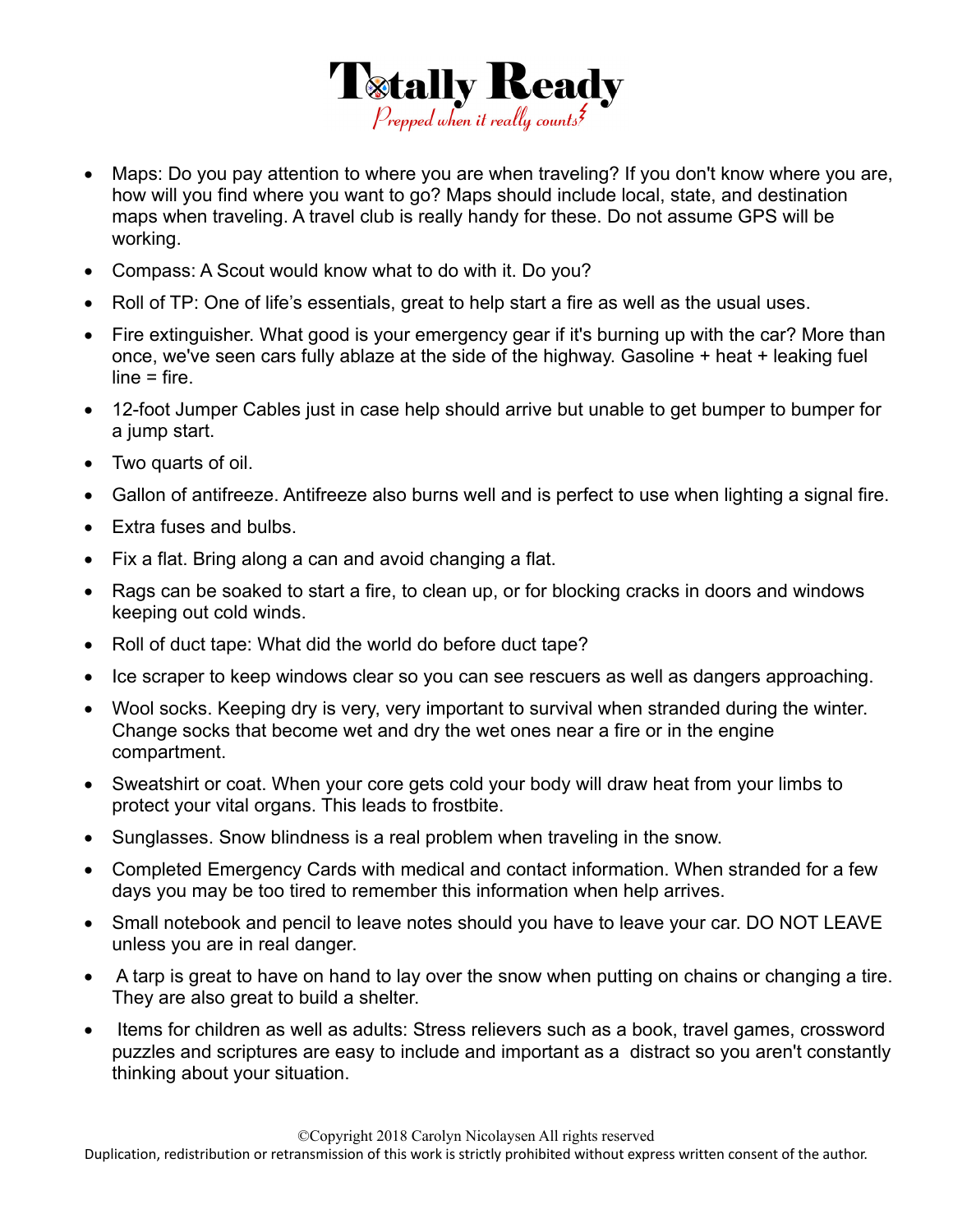- Maps: Do you pay attention to where you are when traveling? If you don't know where you are, how will you find where you want to go? Maps should include local, state, and destination maps when traveling. A travel club is really handy for these. Do not assume GPS will be working.
- Compass: A Scout would know what to do with it. Do you?
- Roll of TP: One of life's essentials, great to help start a fire as well as the usual uses.
- Fire extinguisher. What good is your emergency gear if it's burning up with the car? More than once, we've seen cars fully ablaze at the side of the highway. Gasoline + heat + leaking fuel line = fire.
- 12-foot Jumper Cables just in case help should arrive but unable to get bumper to bumper for a jump start.
- Two quarts of oil.
- Gallon of antifreeze. Antifreeze also burns well and is perfect to use when lighting a signal fire.
- Extra fuses and bulbs.
- Fix a flat. Bring along a can and avoid changing a flat.
- Rags can be soaked to start a fire, to clean up, or for blocking cracks in doors and windows keeping out cold winds.
- Roll of duct tape: What did the world do before duct tape?
- Ice scraper to keep windows clear so you can see rescuers as well as dangers approaching.
- Wool socks. Keeping dry is very, very important to survival when stranded during the winter. Change socks that become wet and dry the wet ones near a fire or in the engine compartment.
- Sweatshirt or coat. When your core gets cold your body will draw heat from your limbs to protect your vital organs. This leads to frostbite.
- Sunglasses. Snow blindness is a real problem when traveling in the snow.
- Completed Emergency Cards with medical and contact information. When stranded for a few days you may be too tired to remember this information when help arrives.
- Small notebook and pencil to leave notes should you have to leave your car. DO NOT LEAVE unless you are in real danger.
- A tarp is great to have on hand to lay over the snow when putting on chains or changing a tire. They are also great to build a shelter.
- Items for children as well as adults: Stress relievers such as a book, travel games, crossword puzzles and scriptures are easy to include and important as a distract so you aren't constantly thinking about your situation.